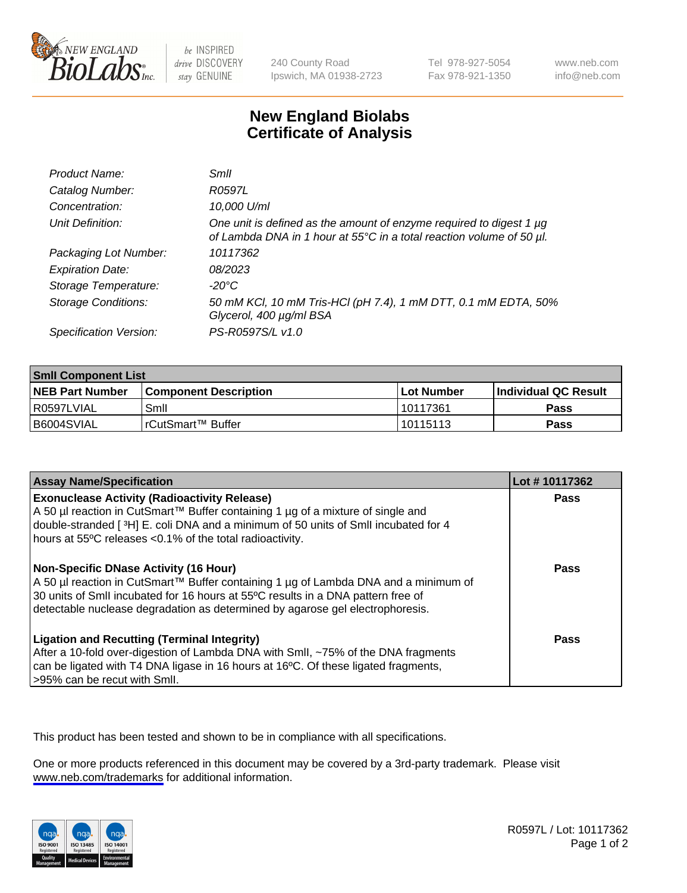# New England Biolabs
# Certificate of Analysis

| | |
|---|---|
| *Product Name:* | *SmlI* |
| *Catalog Number:* | *R0597L* |
| *Concentration:* | *10,000 U/ml* |
| *Unit Definition:* | *One unit is defined as the amount of enzyme required to digest 1 µg of Lambda DNA in 1 hour at 55°C in a total reaction volume of 50 µl.* |
| *Packaging Lot Number:* | *10117362* |
| *Expiration Date:* | *08/2023* |
| *Storage Temperature:* | *-20°C* |
| *Storage Conditions:* | *50 mM KCl, 10 mM Tris-HCl (pH 7.4), 1 mM DTT, 0.1 mM EDTA, 50% Glycerol, 400 µg/ml BSA* |
| *Specification Version:* | *PS-R0597S/L v1.0* |

| **SmlI Component List** | | | |
|---|---|---|---|
| **NEB Part Number** | **Component Description** | **Lot Number** | **Individual QC Result** |
| R0597LVIAL | SmlI | 10117361 | **Pass** |
| B6004SVIAL | rCutSmart™ Buffer | 10115113 | **Pass** |

| **Assay Name/Specification** | **Lot # 10117362** |
|---|---|
| **Exonuclease Activity (Radioactivity Release)**<br>A 50 µl reaction in CutSmart™ Buffer containing 1 µg of a mixture of single and double-stranded [ $^3$H] E. coli DNA and a minimum of 50 units of SmlI incubated for 4 hours at 55ºC releases <0.1% of the total radioactivity. | **Pass** |
| **Non-Specific DNase Activity (16 Hour)**<br>A 50 µl reaction in CutSmart™ Buffer containing 1 µg of Lambda DNA and a minimum of 30 units of SmlI incubated for 16 hours at 55ºC results in a DNA pattern free of detectable nuclease degradation as determined by agarose gel electrophoresis. | **Pass** |
| **Ligation and Recutting (Terminal Integrity)**<br>After a 10-fold over-digestion of Lambda DNA with SmlI, ~75% of the DNA fragments can be ligated with T4 DNA ligase in 16 hours at 16ºC. Of these ligated fragments, >95% can be recut with SmlI. | **Pass** |

This product has been tested and shown to be in compliance with all specifications.

One or more products referenced in this document may be covered by a 3rd-party trademark. Please visit www.neb.com/trademarks for additional information.

R0597L / Lot: 10117362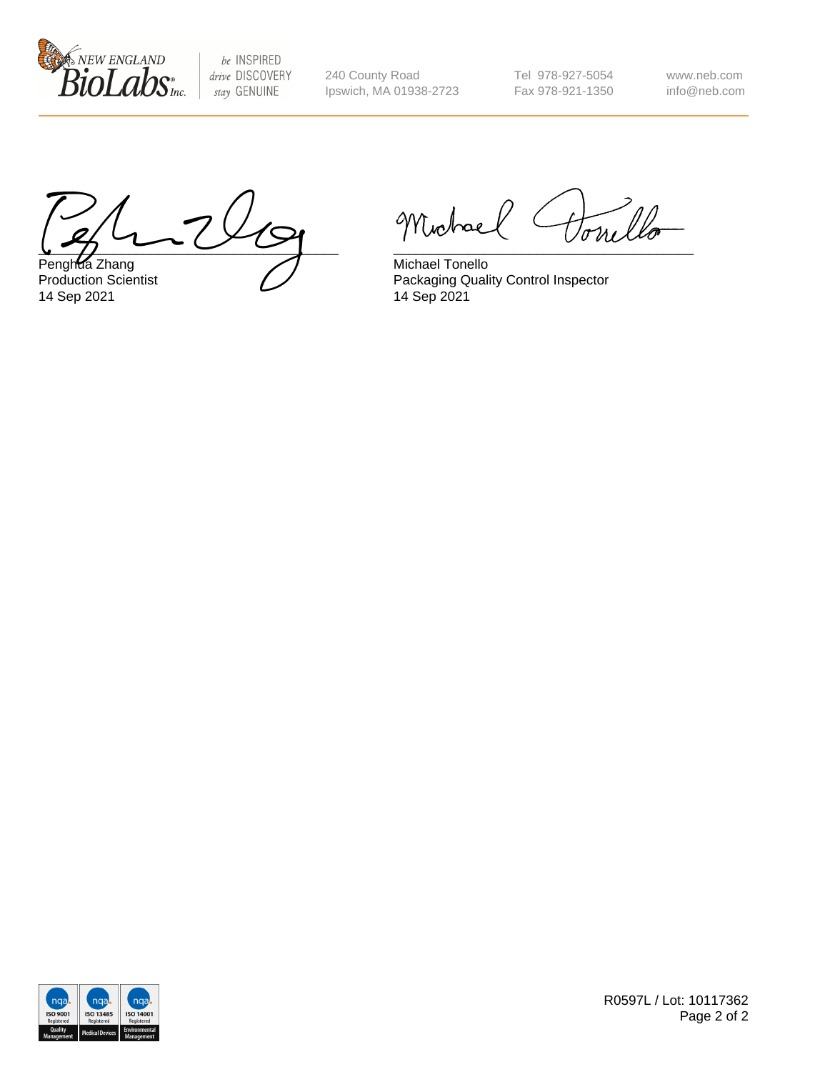Penghua Zhang
Production Scientist
14 Sep 2021

Michael Tonello
Packaging Quality Control Inspector
14 Sep 2021

R0597L / Lot: 10117362